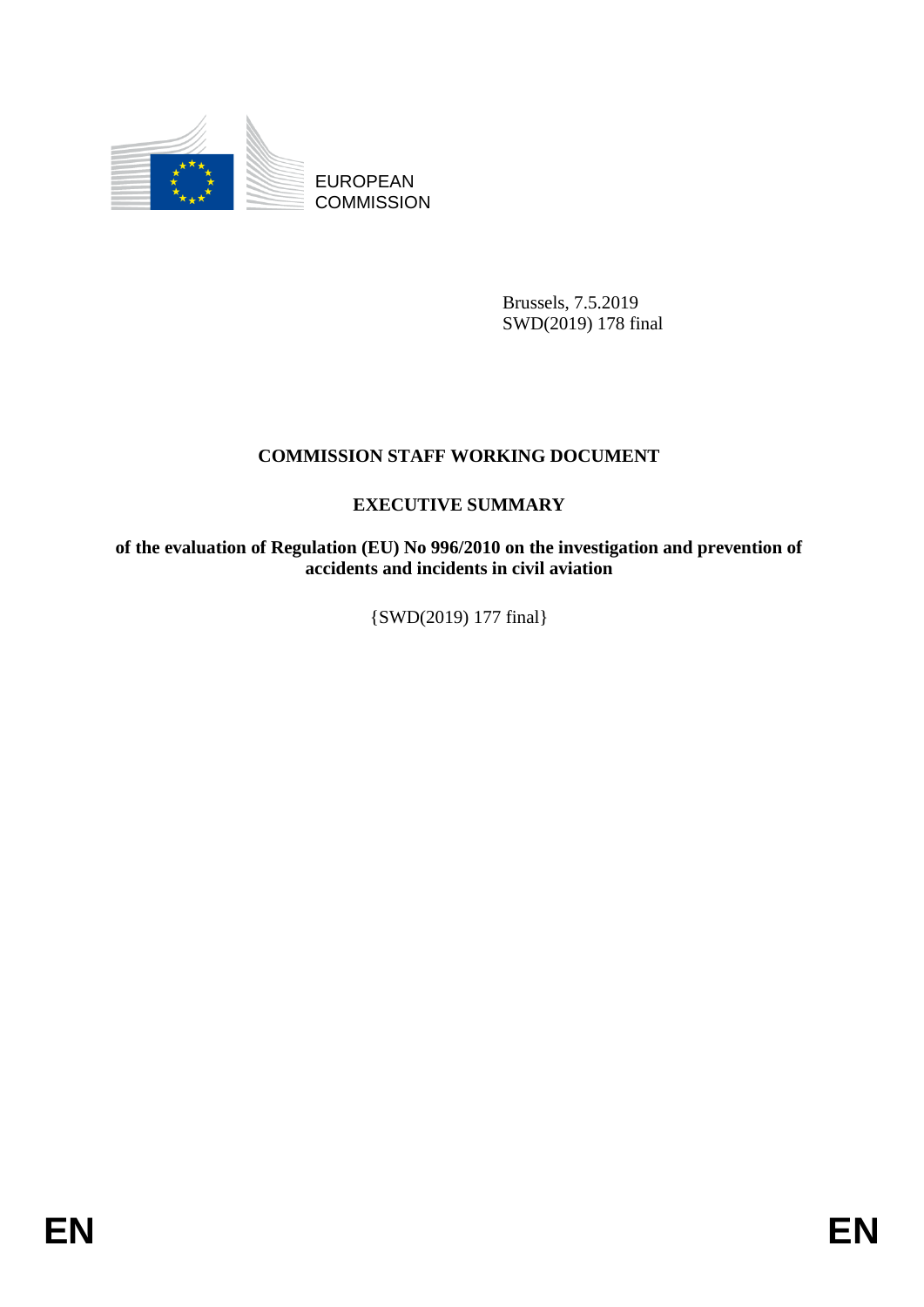EUROPEAN COMMISSION

Brussels, 7.5.2019
SWD(2019) 178 final

# COMMISSION STAFF WORKING DOCUMENT

## EXECUTIVE SUMMARY

**of the evaluation of Regulation (EU) No 996/2010 on the investigation and prevention of accidents and incidents in civil aviation**

{SWD(2019) 177 final}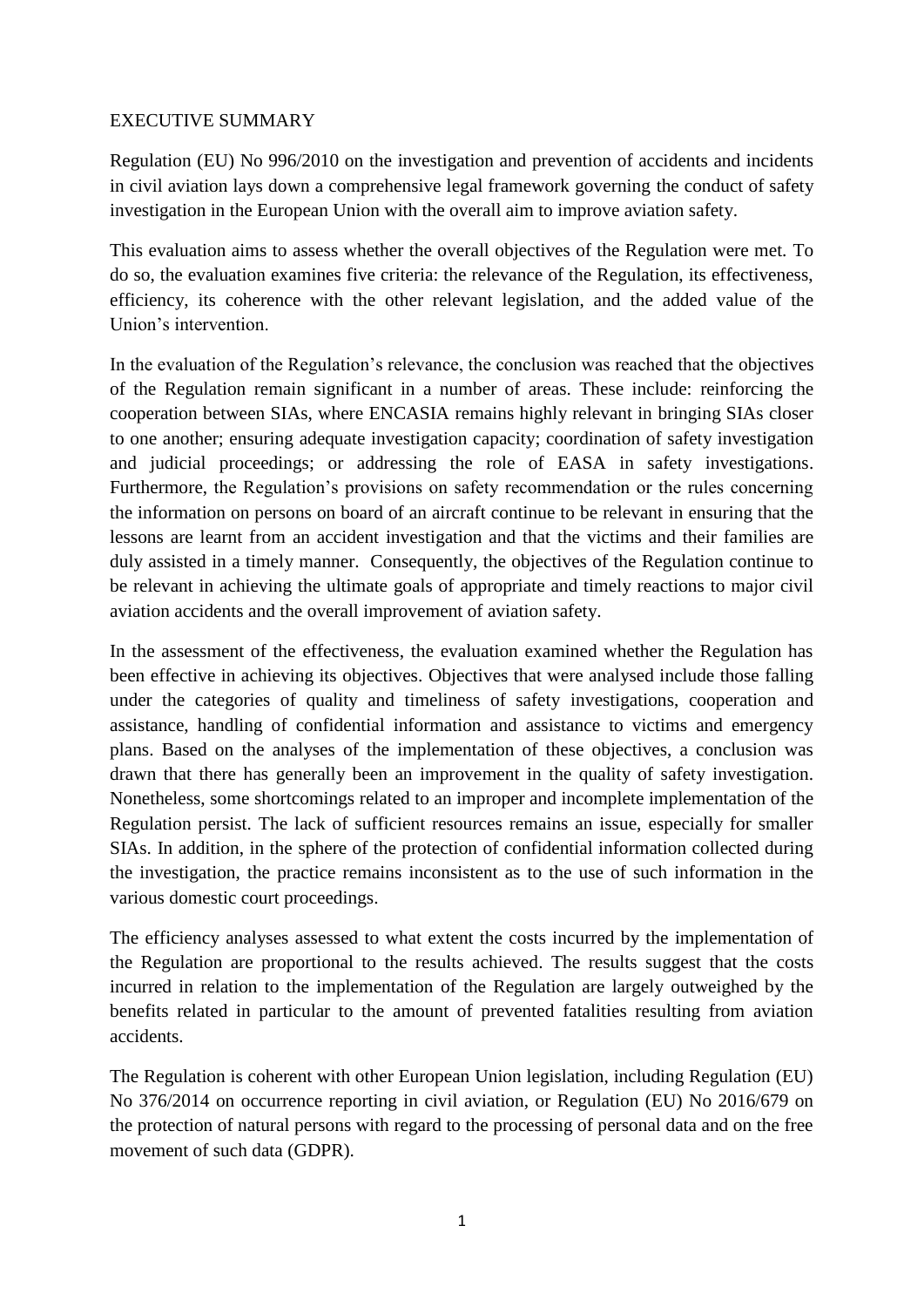# EXECUTIVE SUMMARY

Regulation (EU) No 996/2010 on the investigation and prevention of accidents and incidents in civil aviation lays down a comprehensive legal framework governing the conduct of safety investigation in the European Union with the overall aim to improve aviation safety.

This evaluation aims to assess whether the overall objectives of the Regulation were met. To do so, the evaluation examines five criteria: the relevance of the Regulation, its effectiveness, efficiency, its coherence with the other relevant legislation, and the added value of the Union's intervention.

In the evaluation of the Regulation's relevance, the conclusion was reached that the objectives of the Regulation remain significant in a number of areas. These include: reinforcing the cooperation between SIAs, where ENCASIA remains highly relevant in bringing SIAs closer to one another; ensuring adequate investigation capacity; coordination of safety investigation and judicial proceedings; or addressing the role of EASA in safety investigations. Furthermore, the Regulation's provisions on safety recommendation or the rules concerning the information on persons on board of an aircraft continue to be relevant in ensuring that the lessons are learnt from an accident investigation and that the victims and their families are duly assisted in a timely manner. Consequently, the objectives of the Regulation continue to be relevant in achieving the ultimate goals of appropriate and timely reactions to major civil aviation accidents and the overall improvement of aviation safety.

In the assessment of the effectiveness, the evaluation examined whether the Regulation has been effective in achieving its objectives. Objectives that were analysed include those falling under the categories of quality and timeliness of safety investigations, cooperation and assistance, handling of confidential information and assistance to victims and emergency plans. Based on the analyses of the implementation of these objectives, a conclusion was drawn that there has generally been an improvement in the quality of safety investigation. Nonetheless, some shortcomings related to an improper and incomplete implementation of the Regulation persist. The lack of sufficient resources remains an issue, especially for smaller SIAs. In addition, in the sphere of the protection of confidential information collected during the investigation, the practice remains inconsistent as to the use of such information in the various domestic court proceedings.

The efficiency analyses assessed to what extent the costs incurred by the implementation of the Regulation are proportional to the results achieved. The results suggest that the costs incurred in relation to the implementation of the Regulation are largely outweighed by the benefits related in particular to the amount of prevented fatalities resulting from aviation accidents.

The Regulation is coherent with other European Union legislation, including Regulation (EU) No 376/2014 on occurrence reporting in civil aviation, or Regulation (EU) No 2016/679 on the protection of natural persons with regard to the processing of personal data and on the free movement of such data (GDPR).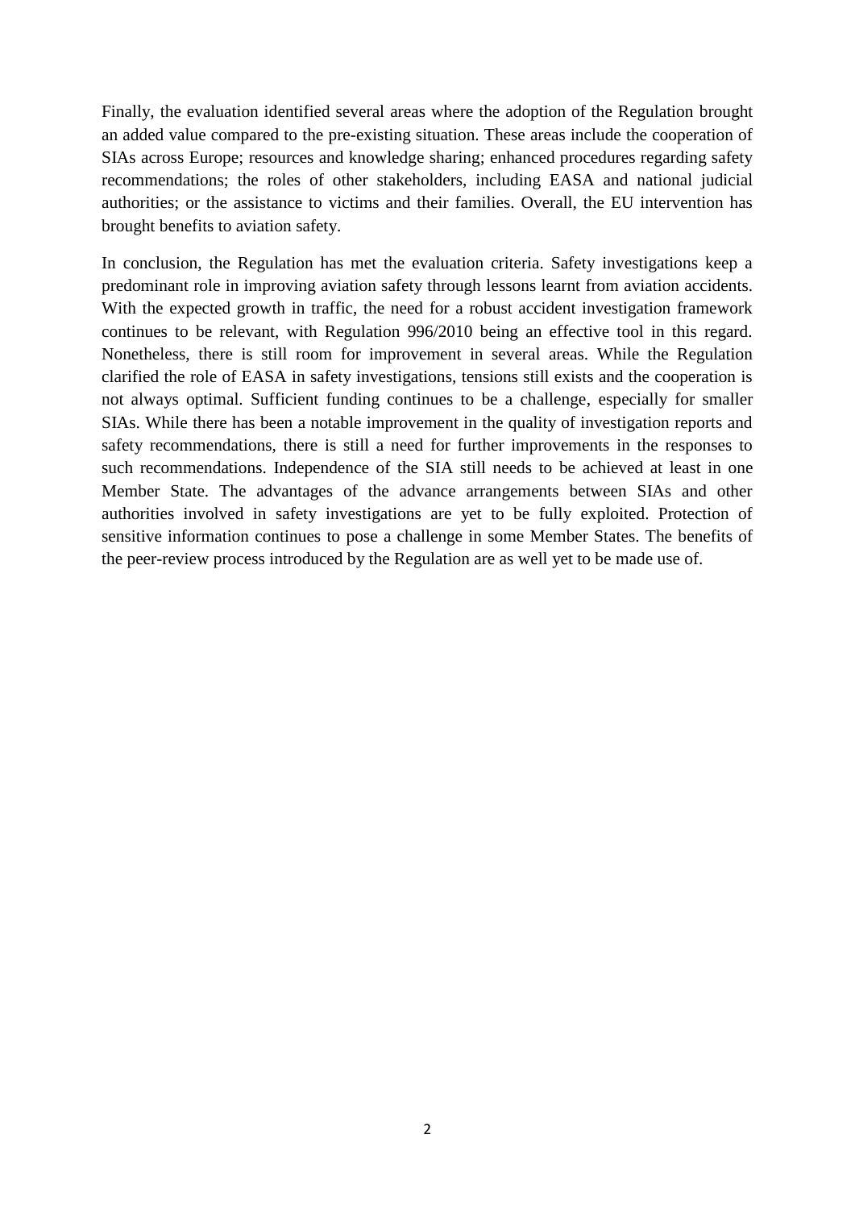Finally, the evaluation identified several areas where the adoption of the Regulation brought an added value compared to the pre-existing situation. These areas include the cooperation of SIAs across Europe; resources and knowledge sharing; enhanced procedures regarding safety recommendations; the roles of other stakeholders, including EASA and national judicial authorities; or the assistance to victims and their families. Overall, the EU intervention has brought benefits to aviation safety.

In conclusion, the Regulation has met the evaluation criteria. Safety investigations keep a predominant role in improving aviation safety through lessons learnt from aviation accidents. With the expected growth in traffic, the need for a robust accident investigation framework continues to be relevant, with Regulation 996/2010 being an effective tool in this regard. Nonetheless, there is still room for improvement in several areas. While the Regulation clarified the role of EASA in safety investigations, tensions still exists and the cooperation is not always optimal. Sufficient funding continues to be a challenge, especially for smaller SIAs. While there has been a notable improvement in the quality of investigation reports and safety recommendations, there is still a need for further improvements in the responses to such recommendations. Independence of the SIA still needs to be achieved at least in one Member State. The advantages of the advance arrangements between SIAs and other authorities involved in safety investigations are yet to be fully exploited. Protection of sensitive information continues to pose a challenge in some Member States. The benefits of the peer-review process introduced by the Regulation are as well yet to be made use of.